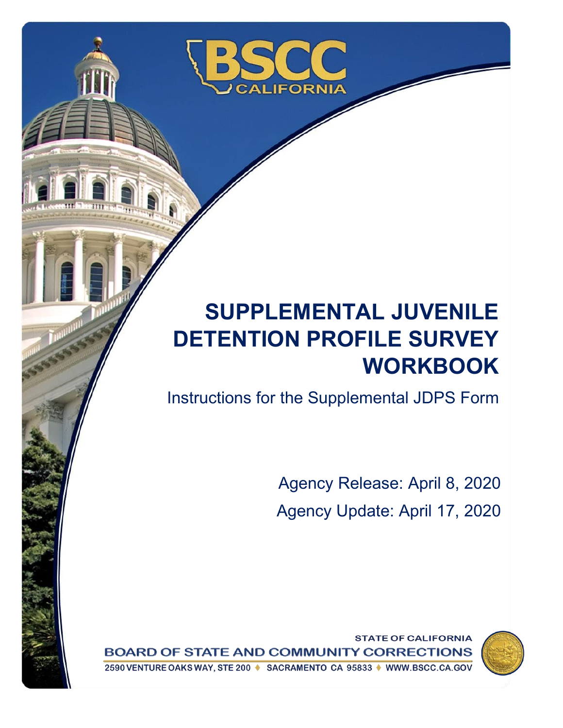BSCC CALIFORNIA

# SUPPLEMENTAL JUVENILE DETENTION PROFILE SURVEY WORKBOOK

Instructions for the Supplemental JDPS Form

Agency Release: April 8, 2020

Agency Update: April 17, 2020

STATE OF CALIFORNIA

BOARD OF STATE AND COMMUNITY CORRECTIONS

2590 VENTURE OAKS WAY, STE 200 ♦ SACRAMENTO CA 95833 ♦ WWW.BSCC.CA.GOV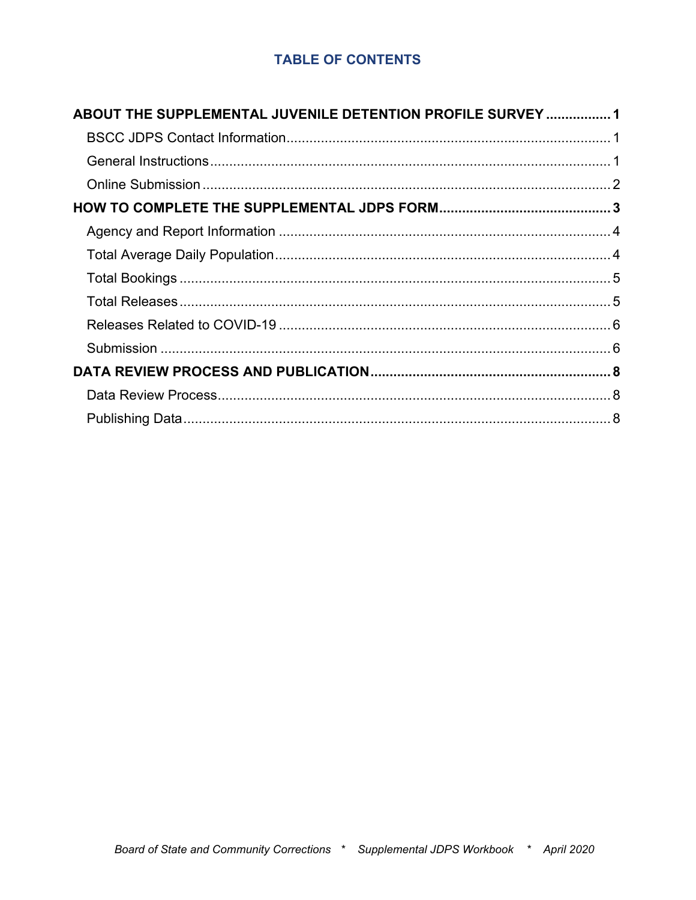## TABLE OF CONTENTS

**ABOUT THE SUPPLEMENTAL JUVENILE DETENTION PROFILE SURVEY ................. 1**

- BSCC JDPS Contact Information .................................................................................... 1
- General Instructions ......................................................................................................... 1
- Online Submission .......................................................................................................... 2

**HOW TO COMPLETE THE SUPPLEMENTAL JDPS FORM ............................................ 3**

- Agency and Report Information ...................................................................................... 4
- Total Average Daily Population ....................................................................................... 4
- Total Bookings ................................................................................................................. 5
- Total Releases ................................................................................................................. 5
- Releases Related to COVID-19 ...................................................................................... 6
- Submission ...................................................................................................................... 6

**DATA REVIEW PROCESS AND PUBLICATION .............................................................. 8**

- Data Review Process ....................................................................................................... 8
- Publishing Data ................................................................................................................ 8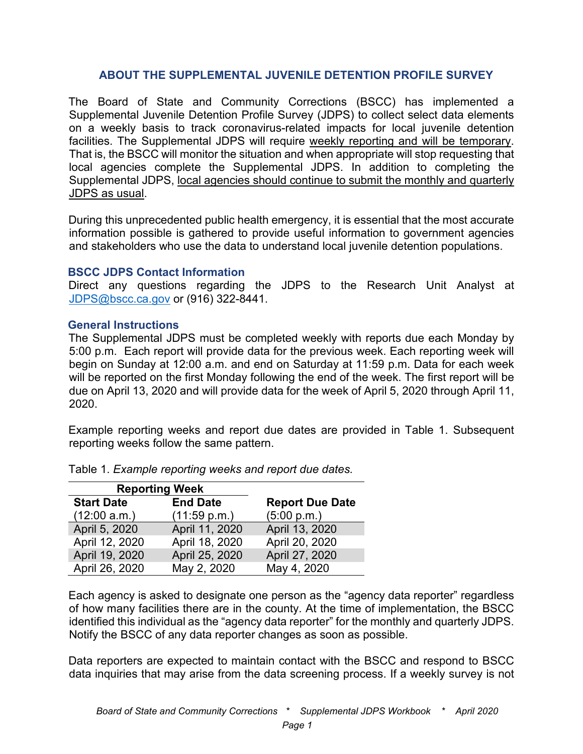## ABOUT THE SUPPLEMENTAL JUVENILE DETENTION PROFILE SURVEY

The Board of State and Community Corrections (BSCC) has implemented a Supplemental Juvenile Detention Profile Survey (JDPS) to collect select data elements on a weekly basis to track coronavirus-related impacts for local juvenile detention facilities. The Supplemental JDPS will require weekly reporting and will be temporary. That is, the BSCC will monitor the situation and when appropriate will stop requesting that local agencies complete the Supplemental JDPS. In addition to completing the Supplemental JDPS, local agencies should continue to submit the monthly and quarterly JDPS as usual.

During this unprecedented public health emergency, it is essential that the most accurate information possible is gathered to provide useful information to government agencies and stakeholders who use the data to understand local juvenile detention populations.

### BSCC JDPS Contact Information

Direct any questions regarding the JDPS to the Research Unit Analyst at JDPS@bscc.ca.gov or (916) 322-8441.

### General Instructions

The Supplemental JDPS must be completed weekly with reports due each Monday by 5:00 p.m. Each report will provide data for the previous week. Each reporting week will begin on Sunday at 12:00 a.m. and end on Saturday at 11:59 p.m. Data for each week will be reported on the first Monday following the end of the week. The first report will be due on April 13, 2020 and will provide data for the week of April 5, 2020 through April 11, 2020.

Example reporting weeks and report due dates are provided in Table 1. Subsequent reporting weeks follow the same pattern.

Table 1. *Example reporting weeks and report due dates.*

| Reporting Week | | |
|---|---|---|
| **Start Date** (12:00 a.m.) | **End Date** (11:59 p.m.) | **Report Due Date** (5:00 p.m.) |
| April 5, 2020 | April 11, 2020 | April 13, 2020 |
| April 12, 2020 | April 18, 2020 | April 20, 2020 |
| April 19, 2020 | April 25, 2020 | April 27, 2020 |
| April 26, 2020 | May 2, 2020 | May 4, 2020 |

Each agency is asked to designate one person as the "agency data reporter" regardless of how many facilities there are in the county. At the time of implementation, the BSCC identified this individual as the "agency data reporter" for the monthly and quarterly JDPS. Notify the BSCC of any data reporter changes as soon as possible.

Data reporters are expected to maintain contact with the BSCC and respond to BSCC data inquiries that may arise from the data screening process. If a weekly survey is not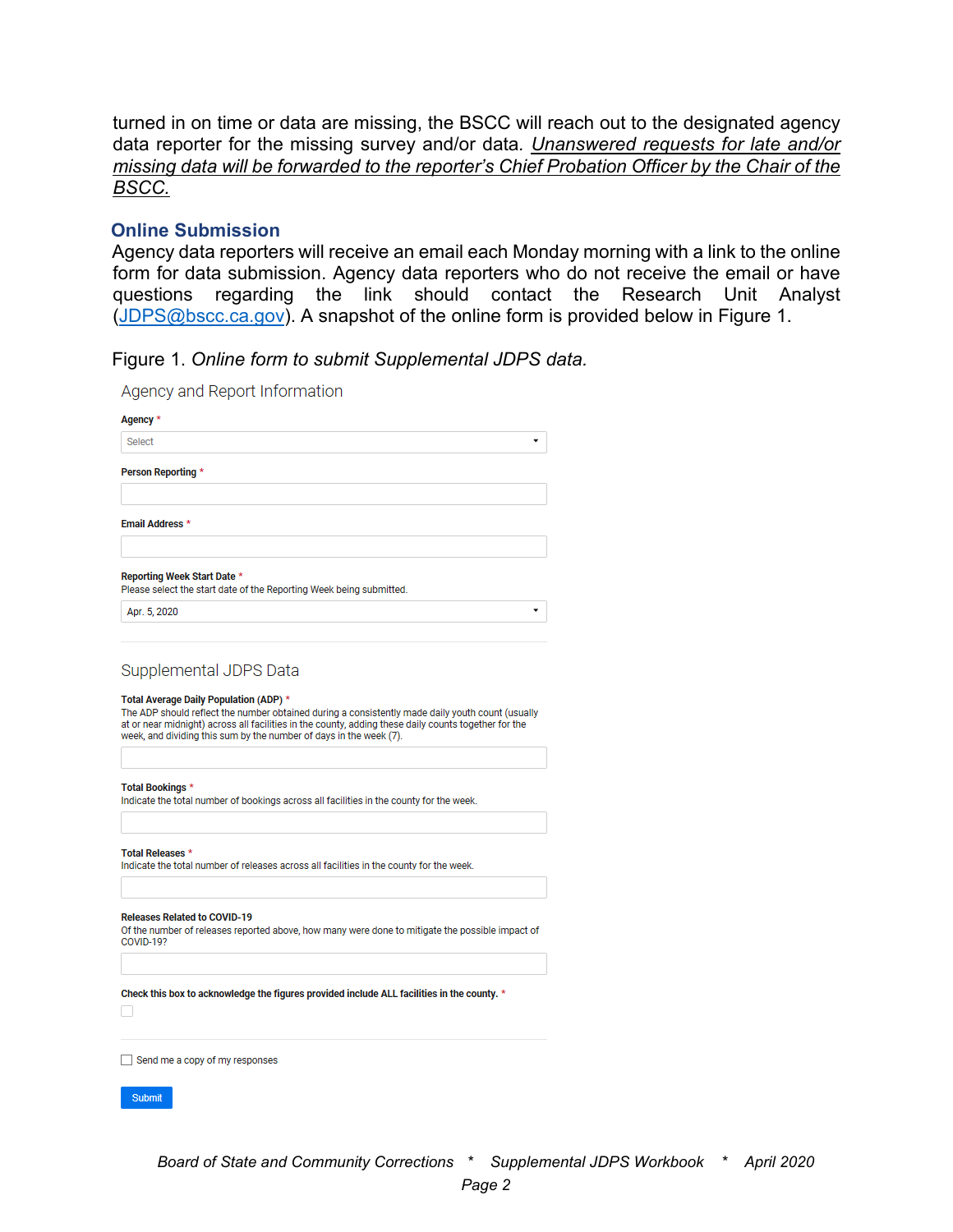turned in on time or data are missing, the BSCC will reach out to the designated agency data reporter for the missing survey and/or data. *Unanswered requests for late and/or missing data will be forwarded to the reporter's Chief Probation Officer by the Chair of the BSCC.*

## Online Submission

Agency data reporters will receive an email each Monday morning with a link to the online form for data submission. Agency data reporters who do not receive the email or have questions regarding the link should contact the Research Unit Analyst (JDPS@bscc.ca.gov). A snapshot of the online form is provided below in Figure 1.

Figure 1. *Online form to submit Supplemental JDPS data.*

### Agency and Report Information

**Agency** *

Select

**Person Reporting** *

**Email Address** *

**Reporting Week Start Date** *
Please select the start date of the Reporting Week being submitted.

Apr. 5, 2020

### Supplemental JDPS Data

**Total Average Daily Population (ADP)** *
The ADP should reflect the number obtained during a consistently made daily youth count (usually at or near midnight) across all facilities in the county, adding these daily counts together for the week, and dividing this sum by the number of days in the week (7).

**Total Bookings** *
Indicate the total number of bookings across all facilities in the county for the week.

**Total Releases** *
Indicate the total number of releases across all facilities in the county for the week.

**Releases Related to COVID-19**
Of the number of releases reported above, how many were done to mitigate the possible impact of COVID-19?

**Check this box to acknowledge the figures provided include ALL facilities in the county.** *

☐

☐ Send me a copy of my responses

Submit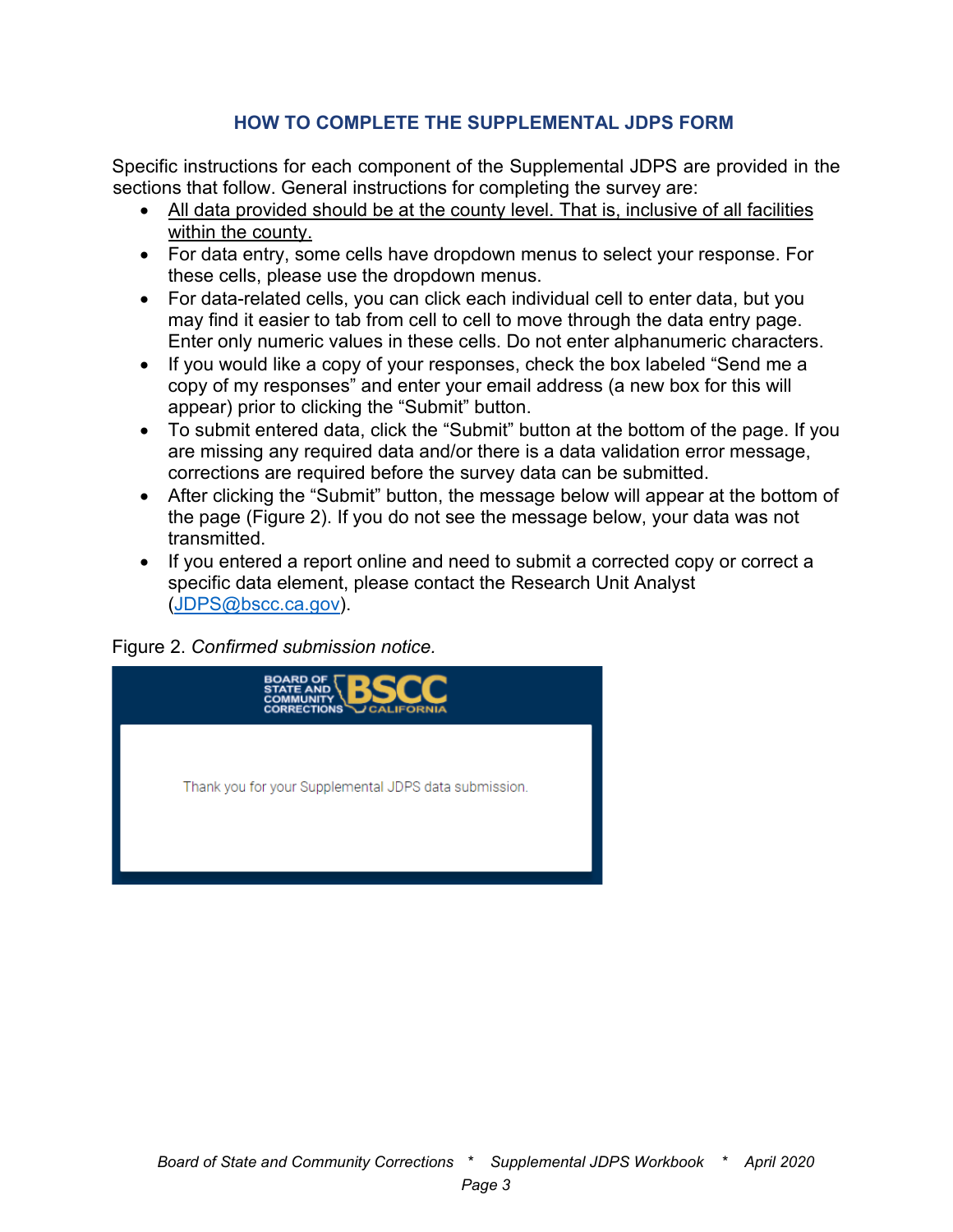## HOW TO COMPLETE THE SUPPLEMENTAL JDPS FORM

Specific instructions for each component of the Supplemental JDPS are provided in the sections that follow. General instructions for completing the survey are:

- <u>All data provided should be at the county level. That is, inclusive of all facilities within the county.</u>
- For data entry, some cells have dropdown menus to select your response. For these cells, please use the dropdown menus.
- For data-related cells, you can click each individual cell to enter data, but you may find it easier to tab from cell to cell to move through the data entry page. Enter only numeric values in these cells. Do not enter alphanumeric characters.
- If you would like a copy of your responses, check the box labeled "Send me a copy of my responses" and enter your email address (a new box for this will appear) prior to clicking the "Submit" button.
- To submit entered data, click the "Submit" button at the bottom of the page. If you are missing any required data and/or there is a data validation error message, corrections are required before the survey data can be submitted.
- After clicking the "Submit" button, the message below will appear at the bottom of the page (Figure 2). If you do not see the message below, your data was not transmitted.
- If you entered a report online and need to submit a corrected copy or correct a specific data element, please contact the Research Unit Analyst (JDPS@bscc.ca.gov).

Figure 2. *Confirmed submission notice.*

BOARD OF STATE AND COMMUNITY CORRECTIONS BSCC CALIFORNIA

Thank you for your Supplemental JDPS data submission.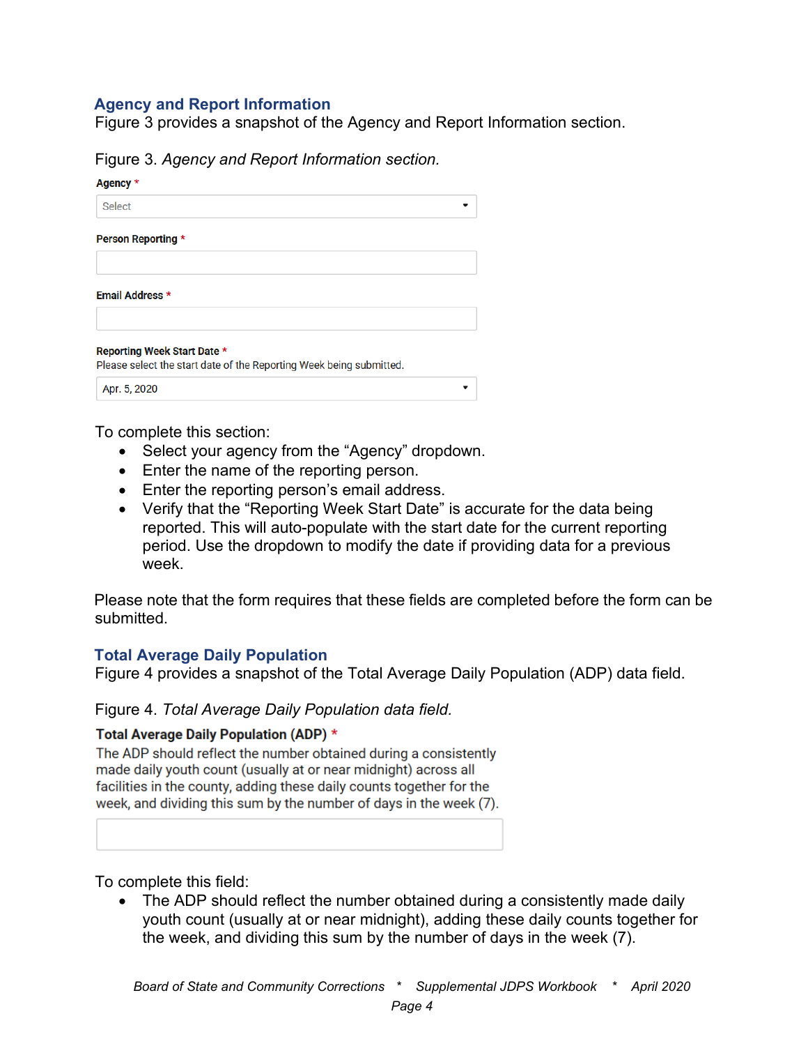## Agency and Report Information

Figure 3 provides a snapshot of the Agency and Report Information section.

Figure 3. *Agency and Report Information section.*

**Agency** *

Select

**Person Reporting** *

**Email Address** *

**Reporting Week Start Date** *

Please select the start date of the Reporting Week being submitted.

Apr. 5, 2020

To complete this section:

- Select your agency from the "Agency" dropdown.
- Enter the name of the reporting person.
- Enter the reporting person's email address.
- Verify that the "Reporting Week Start Date" is accurate for the data being reported. This will auto-populate with the start date for the current reporting period. Use the dropdown to modify the date if providing data for a previous week.

Please note that the form requires that these fields are completed before the form can be submitted.

## Total Average Daily Population

Figure 4 provides a snapshot of the Total Average Daily Population (ADP) data field.

Figure 4. *Total Average Daily Population data field.*

**Total Average Daily Population (ADP)** *

The ADP should reflect the number obtained during a consistently made daily youth count (usually at or near midnight) across all facilities in the county, adding these daily counts together for the week, and dividing this sum by the number of days in the week (7).

To complete this field:

- The ADP should reflect the number obtained during a consistently made daily youth count (usually at or near midnight), adding these daily counts together for the week, and dividing this sum by the number of days in the week (7).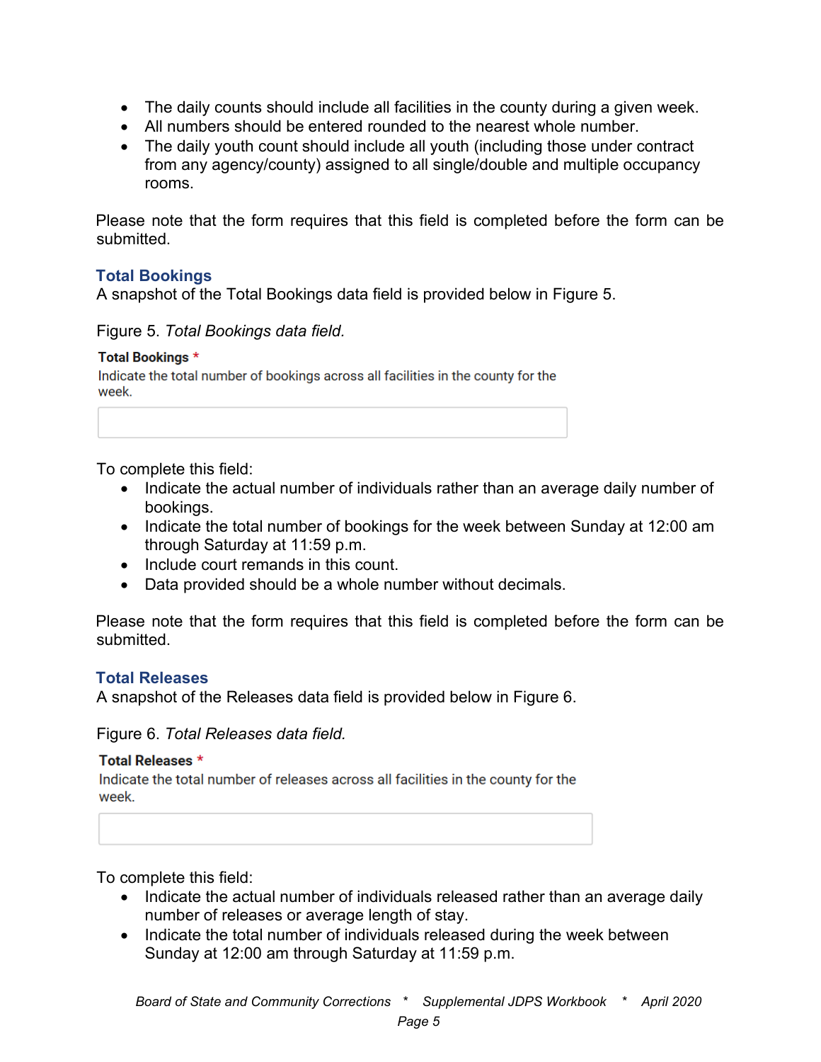- The daily counts should include all facilities in the county during a given week.
- All numbers should be entered rounded to the nearest whole number.
- The daily youth count should include all youth (including those under contract from any agency/county) assigned to all single/double and multiple occupancy rooms.

Please note that the form requires that this field is completed before the form can be submitted.

### Total Bookings

A snapshot of the Total Bookings data field is provided below in Figure 5.

Figure 5. *Total Bookings data field.*

**Total Bookings** *

Indicate the total number of bookings across all facilities in the county for the week.

To complete this field:

- Indicate the actual number of individuals rather than an average daily number of bookings.
- Indicate the total number of bookings for the week between Sunday at 12:00 am through Saturday at 11:59 p.m.
- Include court remands in this count.
- Data provided should be a whole number without decimals.

Please note that the form requires that this field is completed before the form can be submitted.

### Total Releases

A snapshot of the Releases data field is provided below in Figure 6.

Figure 6. *Total Releases data field.*

**Total Releases** *

Indicate the total number of releases across all facilities in the county for the week.

To complete this field:

- Indicate the actual number of individuals released rather than an average daily number of releases or average length of stay.
- Indicate the total number of individuals released during the week between Sunday at 12:00 am through Saturday at 11:59 p.m.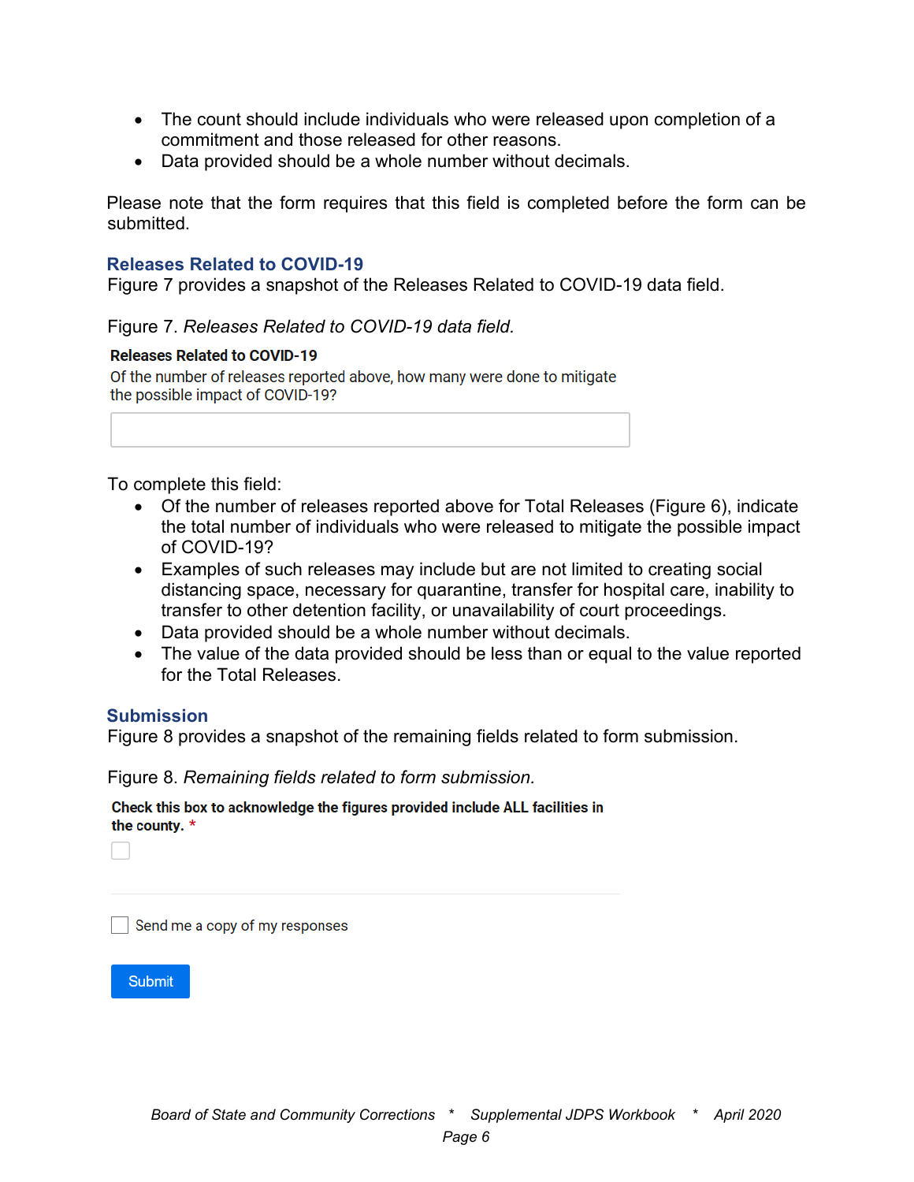- The count should include individuals who were released upon completion of a commitment and those released for other reasons.
- Data provided should be a whole number without decimals.

Please note that the form requires that this field is completed before the form can be submitted.

## Releases Related to COVID-19

Figure 7 provides a snapshot of the Releases Related to COVID-19 data field.

Figure 7. *Releases Related to COVID-19 data field.*

**Releases Related to COVID-19**
Of the number of releases reported above, how many were done to mitigate the possible impact of COVID-19?

To complete this field:

- Of the number of releases reported above for Total Releases (Figure 6), indicate the total number of individuals who were released to mitigate the possible impact of COVID-19?
- Examples of such releases may include but are not limited to creating social distancing space, necessary for quarantine, transfer for hospital care, inability to transfer to other detention facility, or unavailability of court proceedings.
- Data provided should be a whole number without decimals.
- The value of the data provided should be less than or equal to the value reported for the Total Releases.

## Submission

Figure 8 provides a snapshot of the remaining fields related to form submission.

Figure 8. *Remaining fields related to form submission.*

**Check this box to acknowledge the figures provided include ALL facilities in the county.** *

☐

☐ Send me a copy of my responses

Submit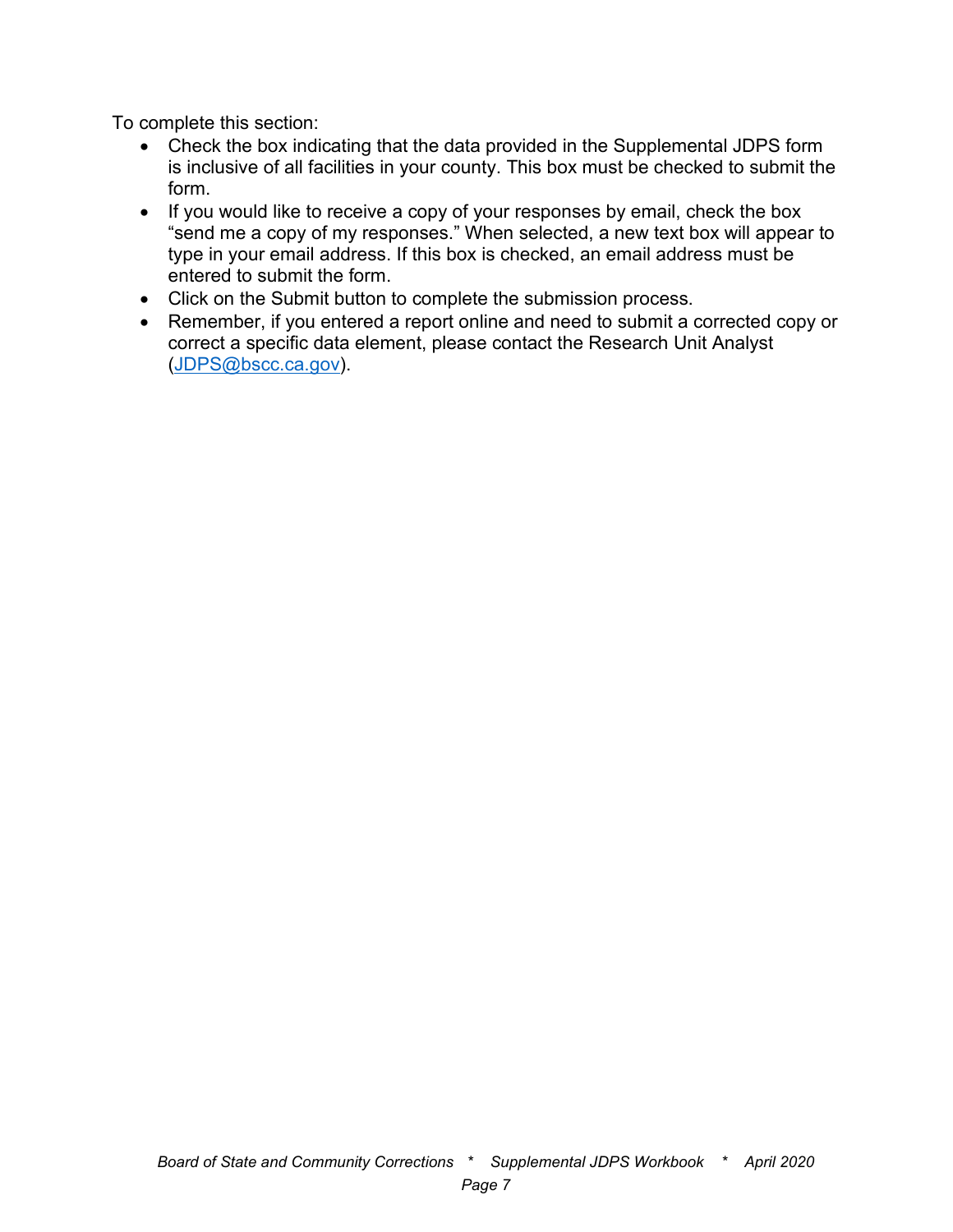To complete this section:

- Check the box indicating that the data provided in the Supplemental JDPS form is inclusive of all facilities in your county. This box must be checked to submit the form.
- If you would like to receive a copy of your responses by email, check the box "send me a copy of my responses." When selected, a new text box will appear to type in your email address. If this box is checked, an email address must be entered to submit the form.
- Click on the Submit button to complete the submission process.
- Remember, if you entered a report online and need to submit a corrected copy or correct a specific data element, please contact the Research Unit Analyst (JDPS@bscc.ca.gov).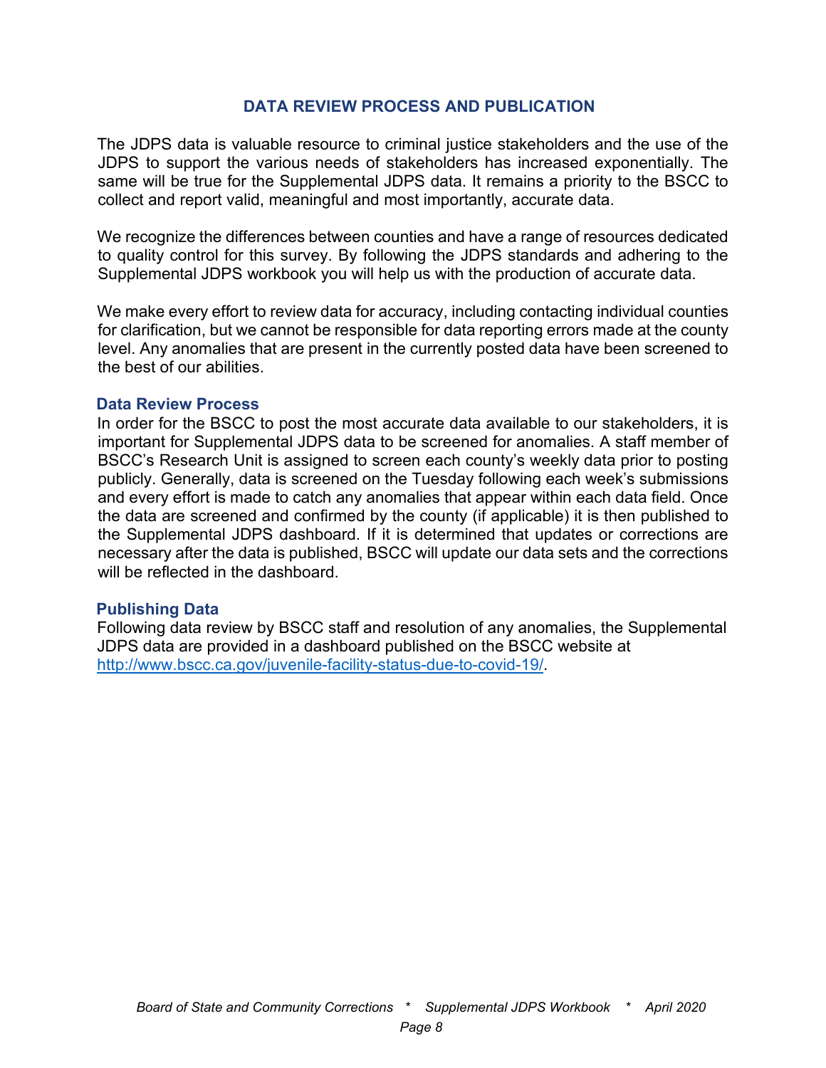## DATA REVIEW PROCESS AND PUBLICATION

The JDPS data is valuable resource to criminal justice stakeholders and the use of the JDPS to support the various needs of stakeholders has increased exponentially. The same will be true for the Supplemental JDPS data. It remains a priority to the BSCC to collect and report valid, meaningful and most importantly, accurate data.

We recognize the differences between counties and have a range of resources dedicated to quality control for this survey. By following the JDPS standards and adhering to the Supplemental JDPS workbook you will help us with the production of accurate data.

We make every effort to review data for accuracy, including contacting individual counties for clarification, but we cannot be responsible for data reporting errors made at the county level. Any anomalies that are present in the currently posted data have been screened to the best of our abilities.

### Data Review Process

In order for the BSCC to post the most accurate data available to our stakeholders, it is important for Supplemental JDPS data to be screened for anomalies. A staff member of BSCC's Research Unit is assigned to screen each county's weekly data prior to posting publicly. Generally, data is screened on the Tuesday following each week's submissions and every effort is made to catch any anomalies that appear within each data field. Once the data are screened and confirmed by the county (if applicable) it is then published to the Supplemental JDPS dashboard. If it is determined that updates or corrections are necessary after the data is published, BSCC will update our data sets and the corrections will be reflected in the dashboard.

### Publishing Data

Following data review by BSCC staff and resolution of any anomalies, the Supplemental JDPS data are provided in a dashboard published on the BSCC website at [http://www.bscc.ca.gov/juvenile-facility-status-due-to-covid-19/](http://www.bscc.ca.gov/juvenile-facility-status-due-to-covid-19/).